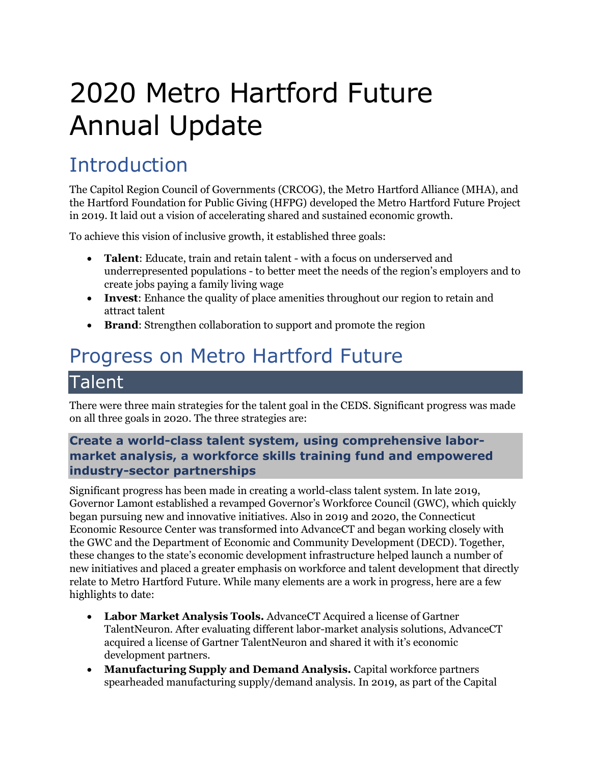# 2020 Metro Hartford Future Annual Update

## Introduction

The Capitol Region Council of Governments (CRCOG), the Metro Hartford Alliance (MHA), and the Hartford Foundation for Public Giving (HFPG) developed the Metro Hartford Future Project in 2019. It laid out a vision of accelerating shared and sustained economic growth.

To achieve this vision of inclusive growth, it established three goals:

- **Talent**: Educate, train and retain talent - with a focus on underserved and underrepresented populations - to better meet the needs of the region's employers and to create jobs paying a family living wage
- **Invest**: Enhance the quality of place amenities throughout our region to retain and attract talent
- **Brand**: Strengthen collaboration to support and promote the region

## Progress on Metro Hartford Future

### Talent

There were three main strategies for the talent goal in the CEDS. Significant progress was made on all three goals in 2020. The three strategies are:

#### Create a world-class talent system, using comprehensive labor-market analysis, a workforce skills training fund and empowered industry-sector partnerships

Significant progress has been made in creating a world-class talent system. In late 2019, Governor Lamont established a revamped Governor's Workforce Council (GWC), which quickly began pursuing new and innovative initiatives. Also in 2019 and 2020, the Connecticut Economic Resource Center was transformed into AdvanceCT and began working closely with the GWC and the Department of Economic and Community Development (DECD). Together, these changes to the state's economic development infrastructure helped launch a number of new initiatives and placed a greater emphasis on workforce and talent development that directly relate to Metro Hartford Future. While many elements are a work in progress, here are a few highlights to date:

- **Labor Market Analysis Tools.** AdvanceCT Acquired a license of Gartner TalentNeuron. After evaluating different labor-market analysis solutions, AdvanceCT acquired a license of Gartner TalentNeuron and shared it with it's economic development partners.
- **Manufacturing Supply and Demand Analysis.** Capital workforce partners spearheaded manufacturing supply/demand analysis. In 2019, as part of the Capital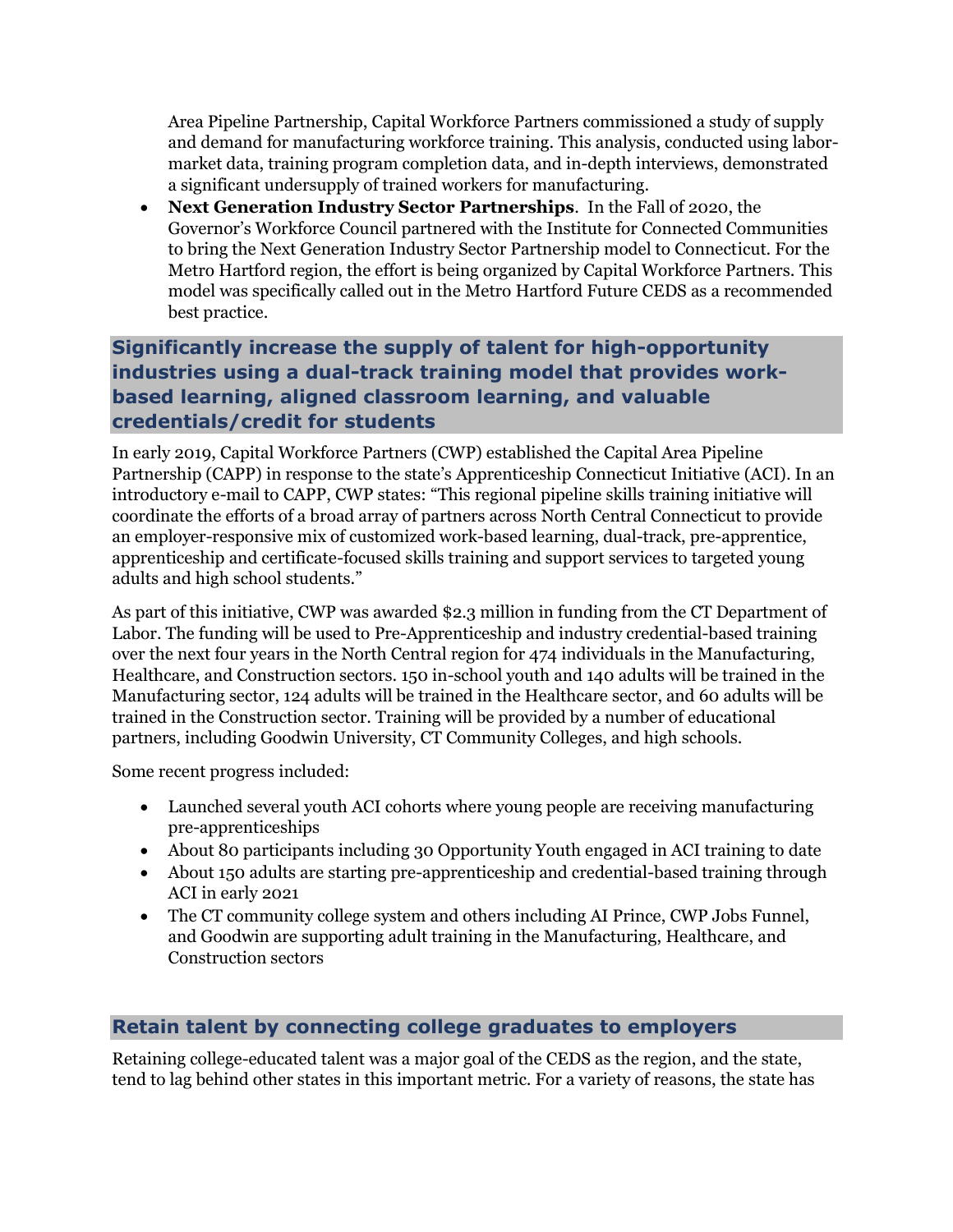Area Pipeline Partnership, Capital Workforce Partners commissioned a study of supply and demand for manufacturing workforce training. This analysis, conducted using labor-market data, training program completion data, and in-depth interviews, demonstrated a significant undersupply of trained workers for manufacturing.

- **Next Generation Industry Sector Partnerships**. In the Fall of 2020, the Governor's Workforce Council partnered with the Institute for Connected Communities to bring the Next Generation Industry Sector Partnership model to Connecticut. For the Metro Hartford region, the effort is being organized by Capital Workforce Partners. This model was specifically called out in the Metro Hartford Future CEDS as a recommended best practice.

## Significantly increase the supply of talent for high-opportunity industries using a dual-track training model that provides work-based learning, aligned classroom learning, and valuable credentials/credit for students

In early 2019, Capital Workforce Partners (CWP) established the Capital Area Pipeline Partnership (CAPP) in response to the state's Apprenticeship Connecticut Initiative (ACI). In an introductory e-mail to CAPP, CWP states: "This regional pipeline skills training initiative will coordinate the efforts of a broad array of partners across North Central Connecticut to provide an employer-responsive mix of customized work-based learning, dual-track, pre-apprentice, apprenticeship and certificate-focused skills training and support services to targeted young adults and high school students."

As part of this initiative, CWP was awarded $2.3 million in funding from the CT Department of Labor. The funding will be used to Pre-Apprenticeship and industry credential-based training over the next four years in the North Central region for 474 individuals in the Manufacturing, Healthcare, and Construction sectors. 150 in-school youth and 140 adults will be trained in the Manufacturing sector, 124 adults will be trained in the Healthcare sector, and 60 adults will be trained in the Construction sector. Training will be provided by a number of educational partners, including Goodwin University, CT Community Colleges, and high schools.

Some recent progress included:

- Launched several youth ACI cohorts where young people are receiving manufacturing pre-apprenticeships
- About 80 participants including 30 Opportunity Youth engaged in ACI training to date
- About 150 adults are starting pre-apprenticeship and credential-based training through ACI in early 2021
- The CT community college system and others including AI Prince, CWP Jobs Funnel, and Goodwin are supporting adult training in the Manufacturing, Healthcare, and Construction sectors

## Retain talent by connecting college graduates to employers

Retaining college-educated talent was a major goal of the CEDS as the region, and the state, tend to lag behind other states in this important metric. For a variety of reasons, the state has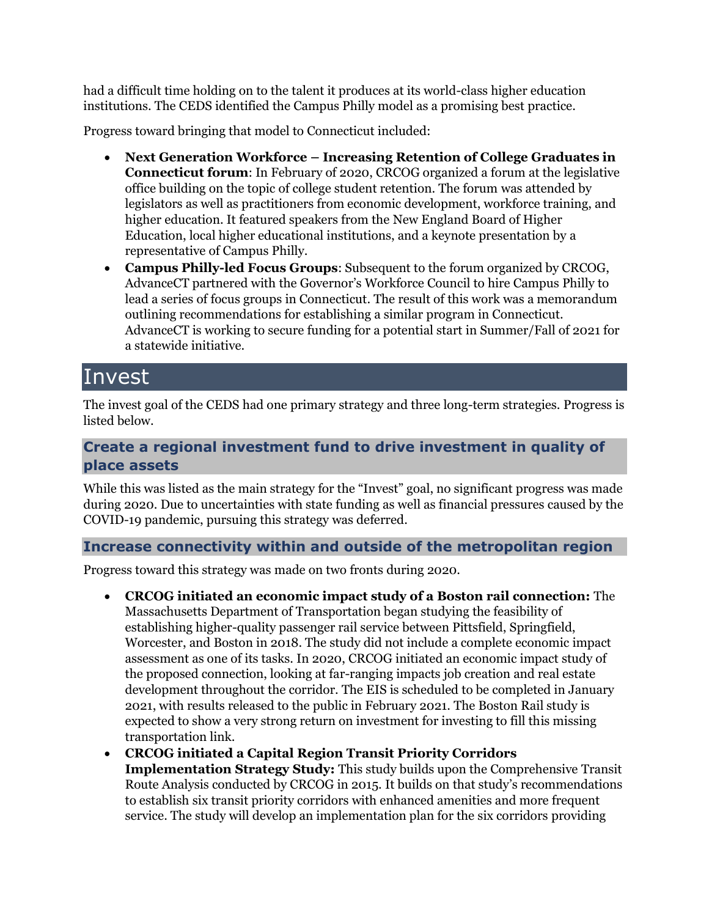had a difficult time holding on to the talent it produces at its world-class higher education institutions. The CEDS identified the Campus Philly model as a promising best practice.

Progress toward bringing that model to Connecticut included:

- **Next Generation Workforce – Increasing Retention of College Graduates in Connecticut forum**: In February of 2020, CRCOG organized a forum at the legislative office building on the topic of college student retention. The forum was attended by legislators as well as practitioners from economic development, workforce training, and higher education. It featured speakers from the New England Board of Higher Education, local higher educational institutions, and a keynote presentation by a representative of Campus Philly.
- **Campus Philly-led Focus Groups**: Subsequent to the forum organized by CRCOG, AdvanceCT partnered with the Governor's Workforce Council to hire Campus Philly to lead a series of focus groups in Connecticut. The result of this work was a memorandum outlining recommendations for establishing a similar program in Connecticut. AdvanceCT is working to secure funding for a potential start in Summer/Fall of 2021 for a statewide initiative.

# Invest

The invest goal of the CEDS had one primary strategy and three long-term strategies. Progress is listed below.

## Create a regional investment fund to drive investment in quality of place assets

While this was listed as the main strategy for the "Invest" goal, no significant progress was made during 2020. Due to uncertainties with state funding as well as financial pressures caused by the COVID-19 pandemic, pursuing this strategy was deferred.

## Increase connectivity within and outside of the metropolitan region

Progress toward this strategy was made on two fronts during 2020.

- **CRCOG initiated an economic impact study of a Boston rail connection:** The Massachusetts Department of Transportation began studying the feasibility of establishing higher-quality passenger rail service between Pittsfield, Springfield, Worcester, and Boston in 2018. The study did not include a complete economic impact assessment as one of its tasks. In 2020, CRCOG initiated an economic impact study of the proposed connection, looking at far-ranging impacts job creation and real estate development throughout the corridor. The EIS is scheduled to be completed in January 2021, with results released to the public in February 2021. The Boston Rail study is expected to show a very strong return on investment for investing to fill this missing transportation link.
- **CRCOG initiated a Capital Region Transit Priority Corridors Implementation Strategy Study:** This study builds upon the Comprehensive Transit Route Analysis conducted by CRCOG in 2015. It builds on that study's recommendations to establish six transit priority corridors with enhanced amenities and more frequent service. The study will develop an implementation plan for the six corridors providing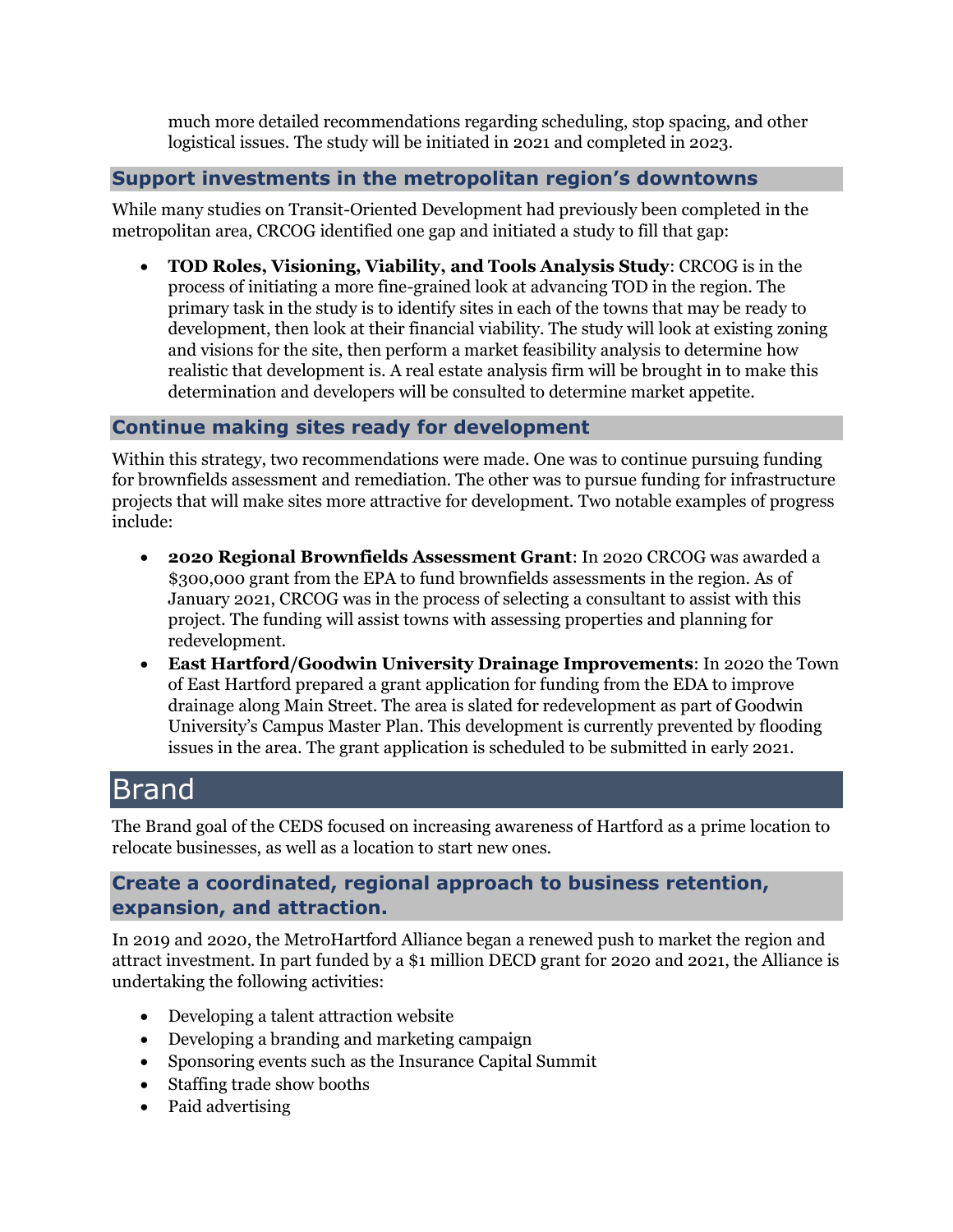much more detailed recommendations regarding scheduling, stop spacing, and other logistical issues. The study will be initiated in 2021 and completed in 2023.

### Support investments in the metropolitan region's downtowns

While many studies on Transit-Oriented Development had previously been completed in the metropolitan area, CRCOG identified one gap and initiated a study to fill that gap:

- **TOD Roles, Visioning, Viability, and Tools Analysis Study**: CRCOG is in the process of initiating a more fine-grained look at advancing TOD in the region. The primary task in the study is to identify sites in each of the towns that may be ready to development, then look at their financial viability. The study will look at existing zoning and visions for the site, then perform a market feasibility analysis to determine how realistic that development is. A real estate analysis firm will be brought in to make this determination and developers will be consulted to determine market appetite.

### Continue making sites ready for development

Within this strategy, two recommendations were made. One was to continue pursuing funding for brownfields assessment and remediation. The other was to pursue funding for infrastructure projects that will make sites more attractive for development. Two notable examples of progress include:

- **2020 Regional Brownfields Assessment Grant**: In 2020 CRCOG was awarded a $300,000 grant from the EPA to fund brownfields assessments in the region. As of January 2021, CRCOG was in the process of selecting a consultant to assist with this project. The funding will assist towns with assessing properties and planning for redevelopment.
- **East Hartford/Goodwin University Drainage Improvements**: In 2020 the Town of East Hartford prepared a grant application for funding from the EDA to improve drainage along Main Street. The area is slated for redevelopment as part of Goodwin University's Campus Master Plan. This development is currently prevented by flooding issues in the area. The grant application is scheduled to be submitted in early 2021.

## Brand

The Brand goal of the CEDS focused on increasing awareness of Hartford as a prime location to relocate businesses, as well as a location to start new ones.

### Create a coordinated, regional approach to business retention, expansion, and attraction.

In 2019 and 2020, the MetroHartford Alliance began a renewed push to market the region and attract investment. In part funded by a $1 million DECD grant for 2020 and 2021, the Alliance is undertaking the following activities:

- Developing a talent attraction website
- Developing a branding and marketing campaign
- Sponsoring events such as the Insurance Capital Summit
- Staffing trade show booths
- Paid advertising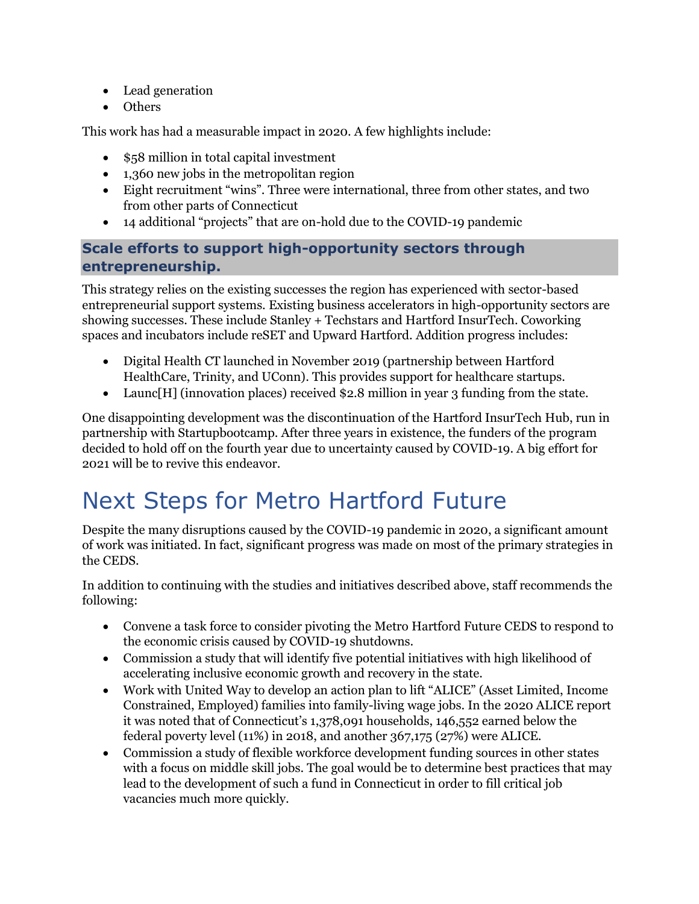- Lead generation
- Others

This work has had a measurable impact in 2020. A few highlights include:

- $58 million in total capital investment
- 1,360 new jobs in the metropolitan region
- Eight recruitment "wins". Three were international, three from other states, and two from other parts of Connecticut
- 14 additional "projects" that are on-hold due to the COVID-19 pandemic

### Scale efforts to support high-opportunity sectors through entrepreneurship.

This strategy relies on the existing successes the region has experienced with sector-based entrepreneurial support systems. Existing business accelerators in high-opportunity sectors are showing successes. These include Stanley + Techstars and Hartford InsurTech. Coworking spaces and incubators include reSET and Upward Hartford. Addition progress includes:

- Digital Health CT launched in November 2019 (partnership between Hartford HealthCare, Trinity, and UConn). This provides support for healthcare startups.
- Launc[H] (innovation places) received $2.8 million in year 3 funding from the state.

One disappointing development was the discontinuation of the Hartford InsurTech Hub, run in partnership with Startupbootcamp. After three years in existence, the funders of the program decided to hold off on the fourth year due to uncertainty caused by COVID-19. A big effort for 2021 will be to revive this endeavor.

# Next Steps for Metro Hartford Future

Despite the many disruptions caused by the COVID-19 pandemic in 2020, a significant amount of work was initiated. In fact, significant progress was made on most of the primary strategies in the CEDS.

In addition to continuing with the studies and initiatives described above, staff recommends the following:

- Convene a task force to consider pivoting the Metro Hartford Future CEDS to respond to the economic crisis caused by COVID-19 shutdowns.
- Commission a study that will identify five potential initiatives with high likelihood of accelerating inclusive economic growth and recovery in the state.
- Work with United Way to develop an action plan to lift "ALICE" (Asset Limited, Income Constrained, Employed) families into family-living wage jobs. In the 2020 ALICE report it was noted that of Connecticut's 1,378,091 households, 146,552 earned below the federal poverty level (11%) in 2018, and another 367,175 (27%) were ALICE.
- Commission a study of flexible workforce development funding sources in other states with a focus on middle skill jobs. The goal would be to determine best practices that may lead to the development of such a fund in Connecticut in order to fill critical job vacancies much more quickly.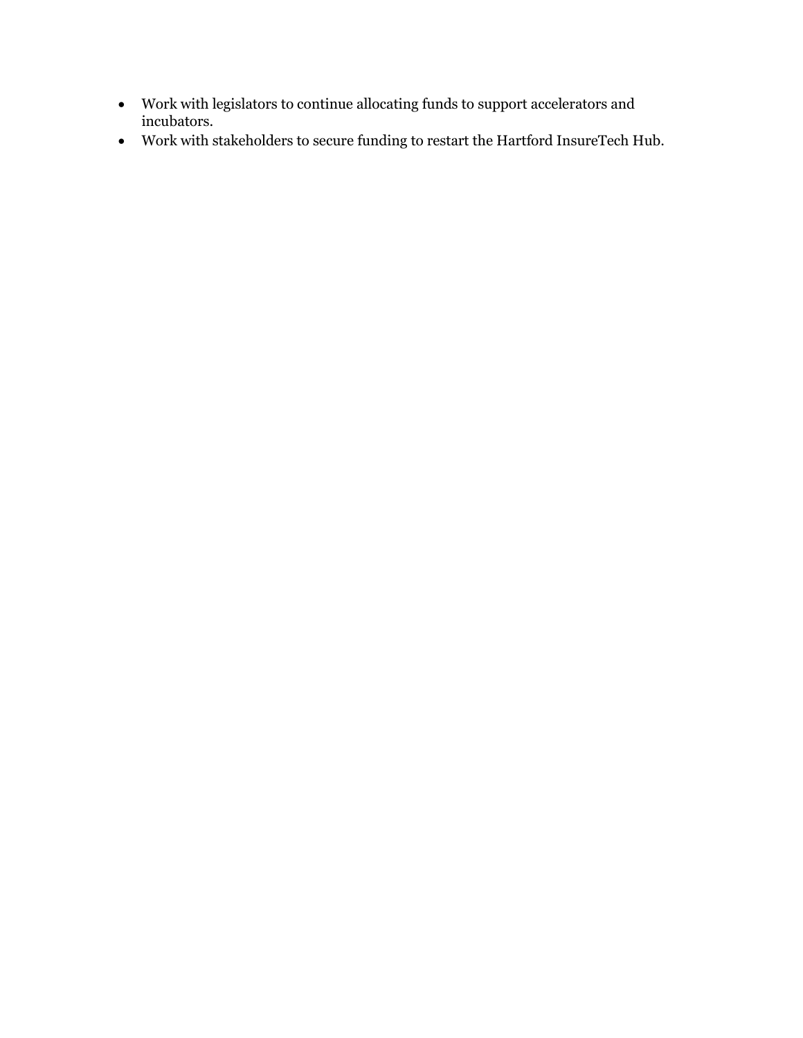- Work with legislators to continue allocating funds to support accelerators and incubators.
- Work with stakeholders to secure funding to restart the Hartford InsureTech Hub.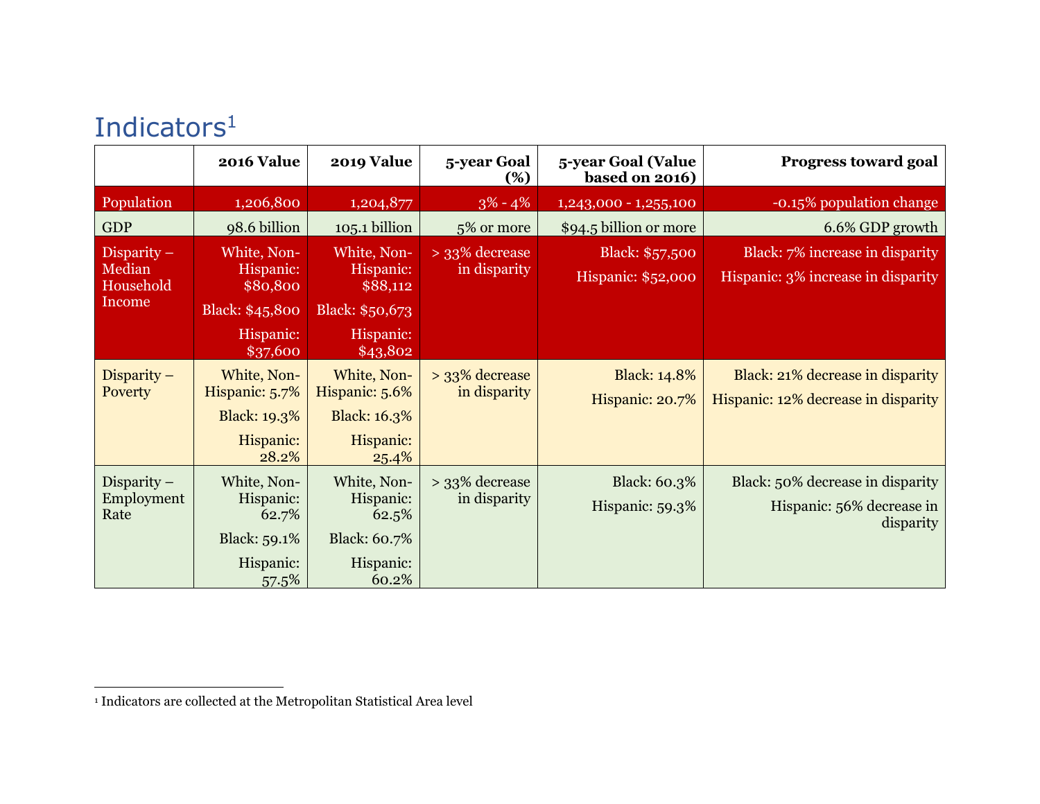# Indicators[1]

| | 2016 Value | 2019 Value | 5-year Goal (%) | 5-year Goal (Value based on 2016) | Progress toward goal |
|---|---|---|---|---|---|
| Population | 1,206,800 | 1,204,877 | 3% - 4% | 1,243,000 - 1,255,100 | -0.15% population change |
| GDP | 98.6 billion | 105.1 billion | 5% or more | $94.5 billion or more | 6.6% GDP growth |
| Disparity – Median Household Income | White, Non-Hispanic: $80,800<br>Black: $45,800<br>Hispanic: $37,600 | White, Non-Hispanic: $88,112<br>Black: $50,673<br>Hispanic: $43,802 | > 33% decrease in disparity | Black: $57,500<br>Hispanic: $52,000 | Black: 7% increase in disparity<br>Hispanic: 3% increase in disparity |
| Disparity – Poverty | White, Non-Hispanic: 5.7%<br>Black: 19.3%<br>Hispanic: 28.2% | White, Non-Hispanic: 5.6%<br>Black: 16.3%<br>Hispanic: 25.4% | > 33% decrease in disparity | Black: 14.8%<br>Hispanic: 20.7% | Black: 21% decrease in disparity<br>Hispanic: 12% decrease in disparity |
| Disparity – Employment Rate | White, Non-Hispanic: 62.7%<br>Black: 59.1%<br>Hispanic: 57.5% | White, Non-Hispanic: 62.5%<br>Black: 60.7%<br>Hispanic: 60.2% | > 33% decrease in disparity | Black: 60.3%<br>Hispanic: 59.3% | Black: 50% decrease in disparity<br>Hispanic: 56% decrease in disparity |

[1] Indicators are collected at the Metropolitan Statistical Area level